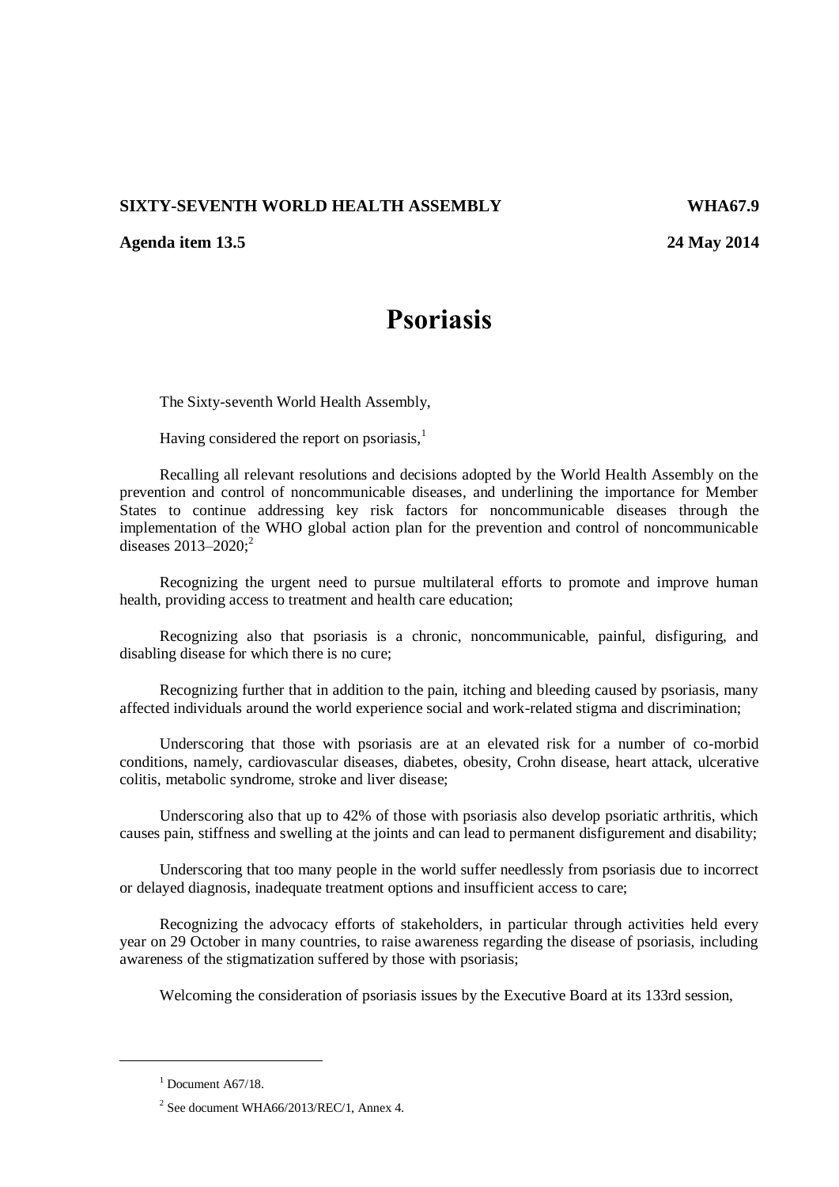**SIXTY-SEVENTH WORLD HEALTH ASSEMBLY** **WHA67.9**

**Agenda item 13.5** **24 May 2014**

# Psoriasis

The Sixty-seventh World Health Assembly,

Having considered the report on psoriasis,[1]

Recalling all relevant resolutions and decisions adopted by the World Health Assembly on the prevention and control of noncommunicable diseases, and underlining the importance for Member States to continue addressing key risk factors for noncommunicable diseases through the implementation of the WHO global action plan for the prevention and control of noncommunicable diseases 2013–2020;[2]

Recognizing the urgent need to pursue multilateral efforts to promote and improve human health, providing access to treatment and health care education;

Recognizing also that psoriasis is a chronic, noncommunicable, painful, disfiguring, and disabling disease for which there is no cure;

Recognizing further that in addition to the pain, itching and bleeding caused by psoriasis, many affected individuals around the world experience social and work-related stigma and discrimination;

Underscoring that those with psoriasis are at an elevated risk for a number of co-morbid conditions, namely, cardiovascular diseases, diabetes, obesity, Crohn disease, heart attack, ulcerative colitis, metabolic syndrome, stroke and liver disease;

Underscoring also that up to 42% of those with psoriasis also develop psoriatic arthritis, which causes pain, stiffness and swelling at the joints and can lead to permanent disfigurement and disability;

Underscoring that too many people in the world suffer needlessly from psoriasis due to incorrect or delayed diagnosis, inadequate treatment options and insufficient access to care;

Recognizing the advocacy efforts of stakeholders, in particular through activities held every year on 29 October in many countries, to raise awareness regarding the disease of psoriasis, including awareness of the stigmatization suffered by those with psoriasis;

Welcoming the consideration of psoriasis issues by the Executive Board at its 133rd session,

---

[1] Document A67/18.

[2] See document WHA66/2013/REC/1, Annex 4.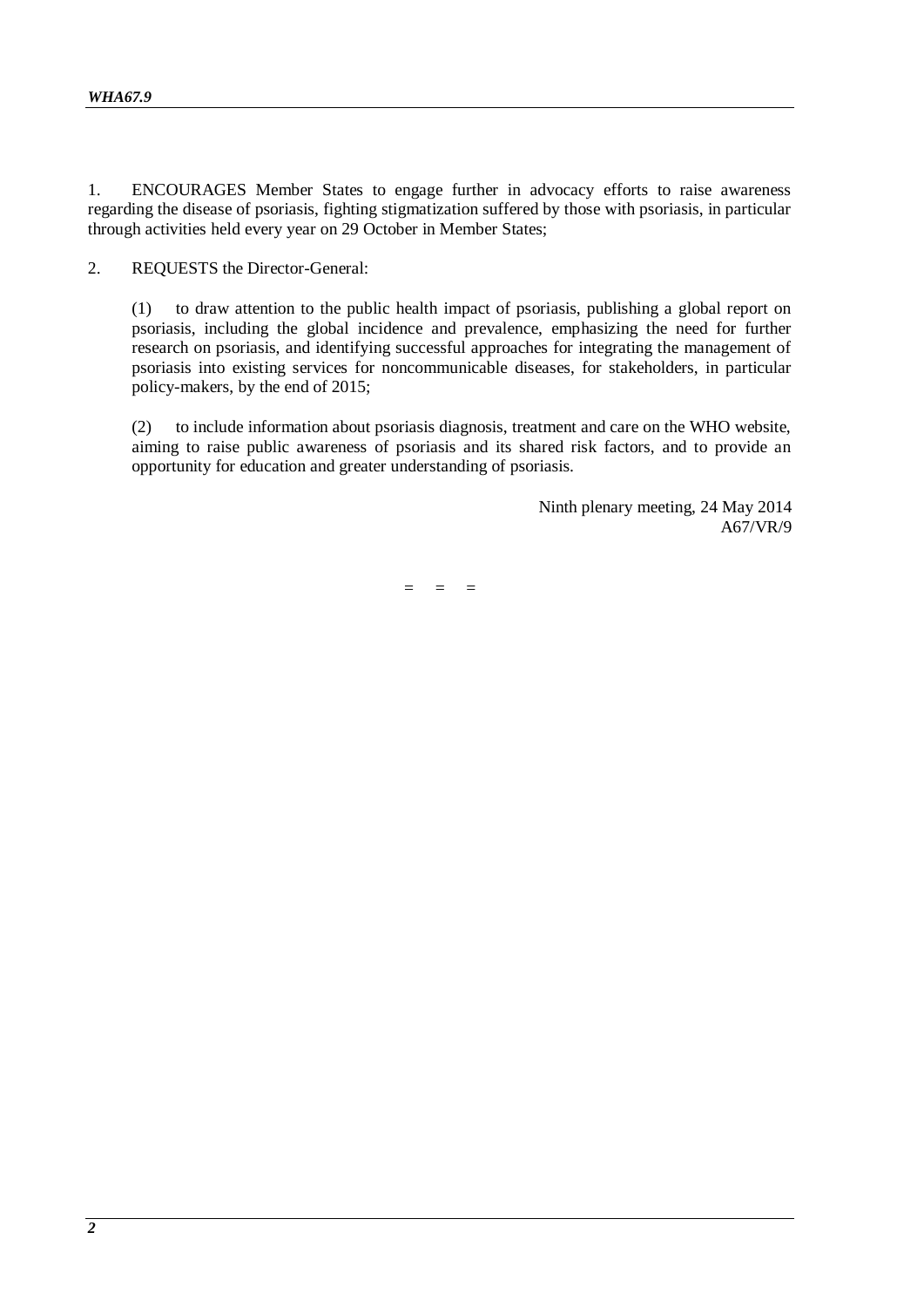1. ENCOURAGES Member States to engage further in advocacy efforts to raise awareness regarding the disease of psoriasis, fighting stigmatization suffered by those with psoriasis, in particular through activities held every year on 29 October in Member States;

2. REQUESTS the Director-General:

   (1) to draw attention to the public health impact of psoriasis, publishing a global report on psoriasis, including the global incidence and prevalence, emphasizing the need for further research on psoriasis, and identifying successful approaches for integrating the management of psoriasis into existing services for noncommunicable diseases, for stakeholders, in particular policy-makers, by the end of 2015;

   (2) to include information about psoriasis diagnosis, treatment and care on the WHO website, aiming to raise public awareness of psoriasis and its shared risk factors, and to provide an opportunity for education and greater understanding of psoriasis.

Ninth plenary meeting, 24 May 2014
A67/VR/9

= = =